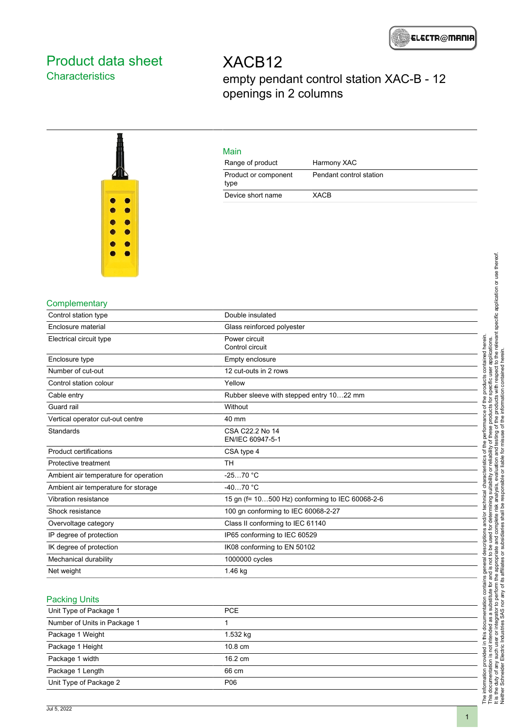# Product data sheet

## Characteristics

# XACB12

empty pendant control station XAC-B - 12 openings in 2 columns

### Main

| | |
|---|---|
| Range of product | Harmony XAC |
| Product or component type | Pendant control station |
| Device short name | XACB |

### Complementary

| | |
|---|---|
| Control station type | Double insulated |
| Enclosure material | Glass reinforced polyester |
| Electrical circuit type | Power circuit<br>Control circuit |
| Enclosure type | Empty enclosure |
| Number of cut-out | 12 cut-outs in 2 rows |
| Control station colour | Yellow |
| Cable entry | Rubber sleeve with stepped entry 10…22 mm |
| Guard rail | Without |
| Vertical operator cut-out centre | 40 mm |
| Standards | CSA C22.2 No 14<br>EN/IEC 60947-5-1 |
| Product certifications | CSA type 4 |
| Protective treatment | TH |
| Ambient air temperature for operation | -25…70 °C |
| Ambient air temperature for storage | -40…70 °C |
| Vibration resistance | 15 gn (f= 10…500 Hz) conforming to IEC 60068-2-6 |
| Shock resistance | 100 gn conforming to IEC 60068-2-27 |
| Overvoltage category | Class II conforming to IEC 61140 |
| IP degree of protection | IP65 conforming to IEC 60529 |
| IK degree of protection | IK08 conforming to EN 50102 |
| Mechanical durability | 1000000 cycles |
| Net weight | 1.46 kg |

### Packing Units

| | |
|---|---|
| Unit Type of Package 1 | PCE |
| Number of Units in Package 1 | 1 |
| Package 1 Weight | 1.532 kg |
| Package 1 Height | 10.8 cm |
| Package 1 width | 16.2 cm |
| Package 1 Length | 66 cm |
| Unit Type of Package 2 | P06 |

The information provided in this documentation contains general descriptions and/or technical characteristics of the performance of the products contained herein.
This documentation is not intended as a substitute for and is not to be used for determining suitability or reliability of these products for specific user applications.
It is the duty of any such user or integrator to perform the appropriate and complete risk analysis, evaluation and testing of the products with respect to the relevant specific application or use thereof.
Neither Schneider Electric Industries SAS nor any of its affiliates or subsidiaries shall be responsible or liable for misuse of the information contained herein.

Jul 5, 2022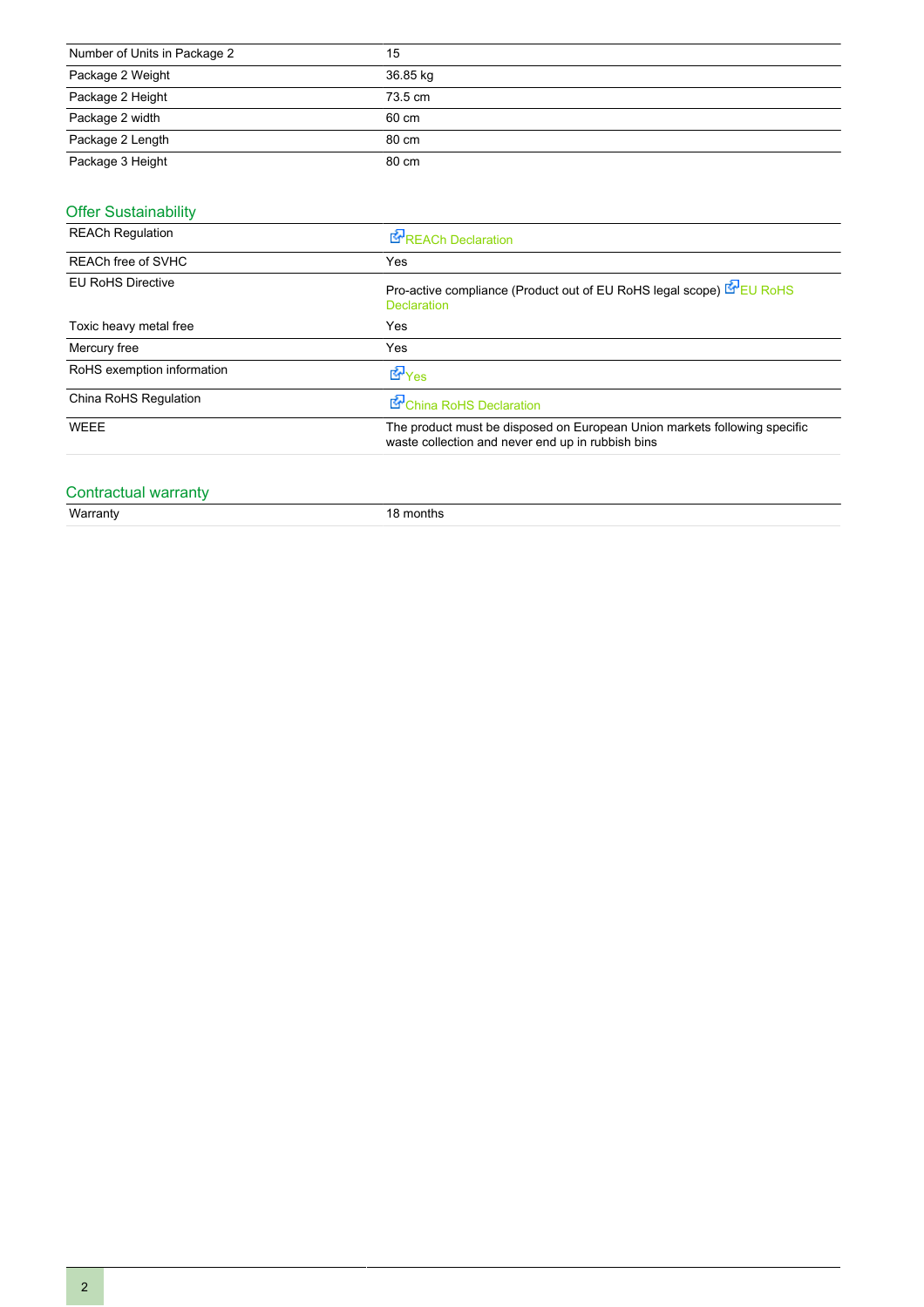| | |
|---|---|
| Number of Units in Package 2 | 15 |
| Package 2 Weight | 36.85 kg |
| Package 2 Height | 73.5 cm |
| Package 2 width | 60 cm |
| Package 2 Length | 80 cm |
| Package 3 Height | 80 cm |

## Offer Sustainability

| | |
|---|---|
| REACh Regulation | REACh Declaration |
| REACh free of SVHC | Yes |
| EU RoHS Directive | Pro-active compliance (Product out of EU RoHS legal scope) EU RoHS Declaration |
| Toxic heavy metal free | Yes |
| Mercury free | Yes |
| RoHS exemption information | Yes |
| China RoHS Regulation | China RoHS Declaration |
| WEEE | The product must be disposed on European Union markets following specific waste collection and never end up in rubbish bins |

## Contractual warranty

| | |
|---|---|
| Warranty | 18 months |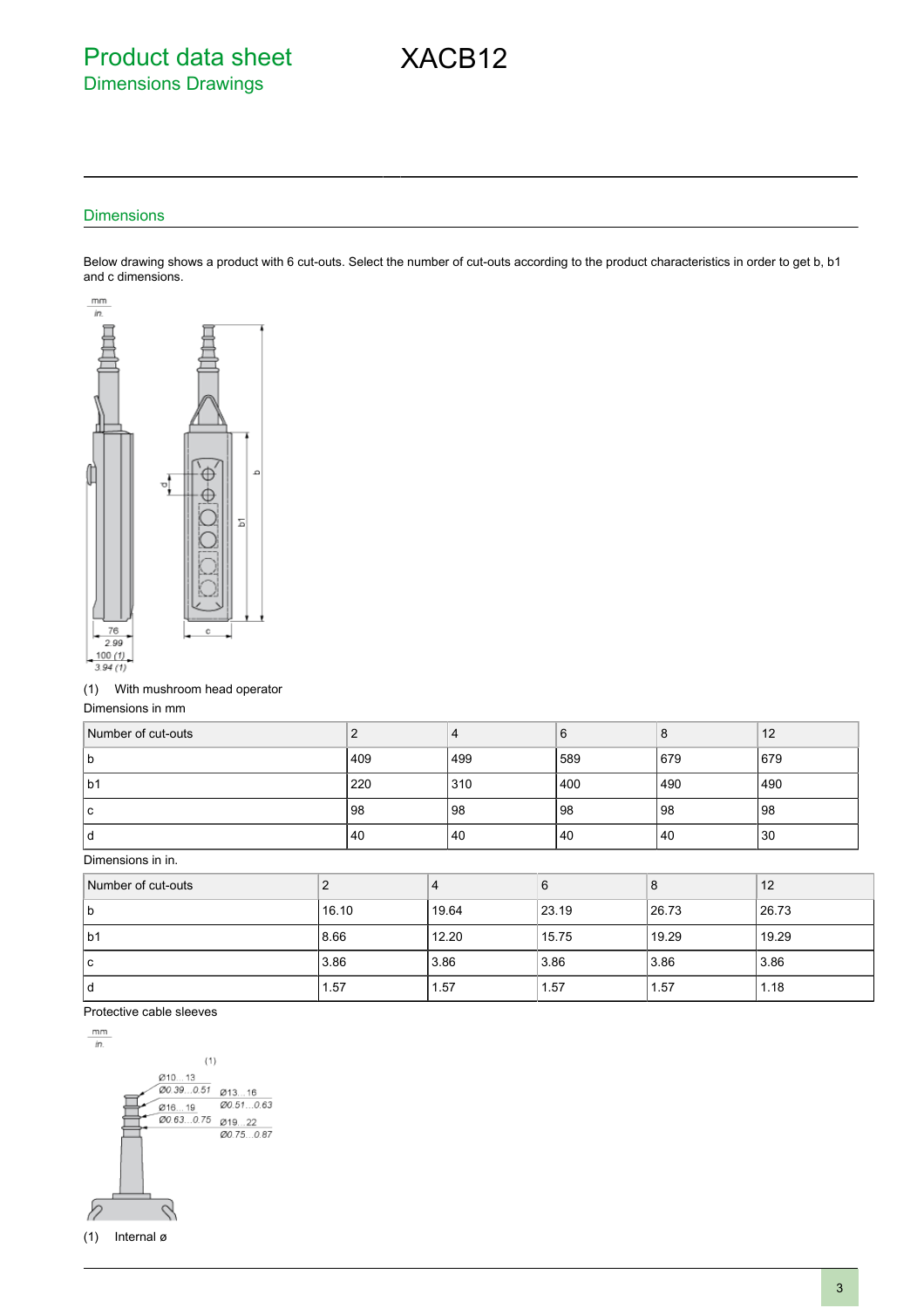# Product data sheet
## Dimensions Drawings

# XACB12

### Dimensions

Below drawing shows a product with 6 cut-outs. Select the number of cut-outs according to the product characteristics in order to get b, b1 and c dimensions.

(1) With mushroom head operator

Dimensions in mm

| Number of cut-outs | 2 | 4 | 6 | 8 | 12 |
| --- | --- | --- | --- | --- | --- |
| b | 409 | 499 | 589 | 679 | 679 |
| b1 | 220 | 310 | 400 | 490 | 490 |
| c | 98 | 98 | 98 | 98 | 98 |
| d | 40 | 40 | 40 | 40 | 30 |

Dimensions in in.

| Number of cut-outs | 2 | 4 | 6 | 8 | 12 |
| --- | --- | --- | --- | --- | --- |
| b | 16.10 | 19.64 | 23.19 | 26.73 | 26.73 |
| b1 | 8.66 | 12.20 | 15.75 | 19.29 | 19.29 |
| c | 3.86 | 3.86 | 3.86 | 3.86 | 3.86 |
| d | 1.57 | 1.57 | 1.57 | 1.57 | 1.18 |

Protective cable sleeves

(1) Internal ø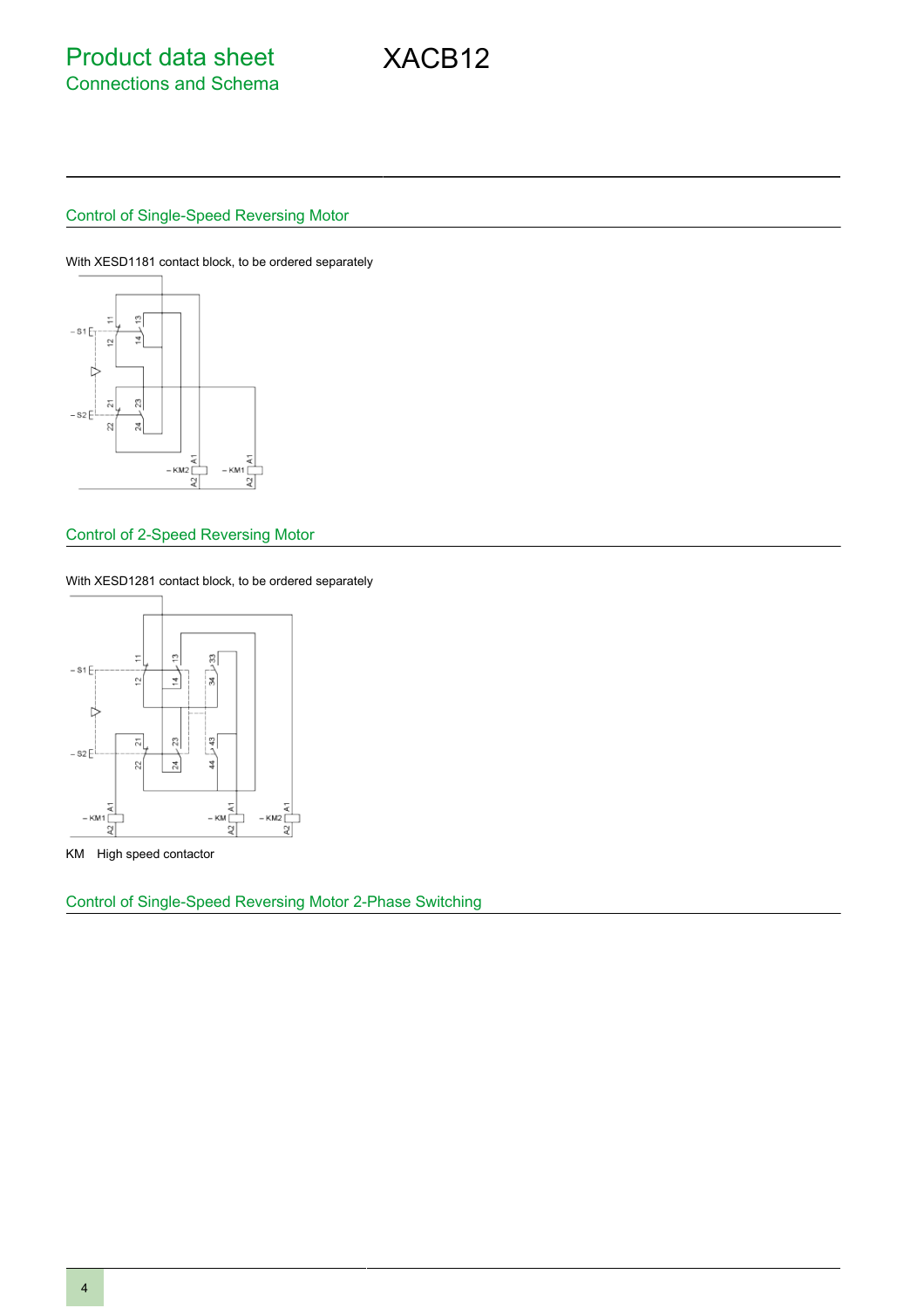## Control of Single-Speed Reversing Motor

With XESD1181 contact block, to be ordered separately

## Control of 2-Speed Reversing Motor

With XESD1281 contact block, to be ordered separately

KM High speed contactor

## Control of Single-Speed Reversing Motor 2-Phase Switching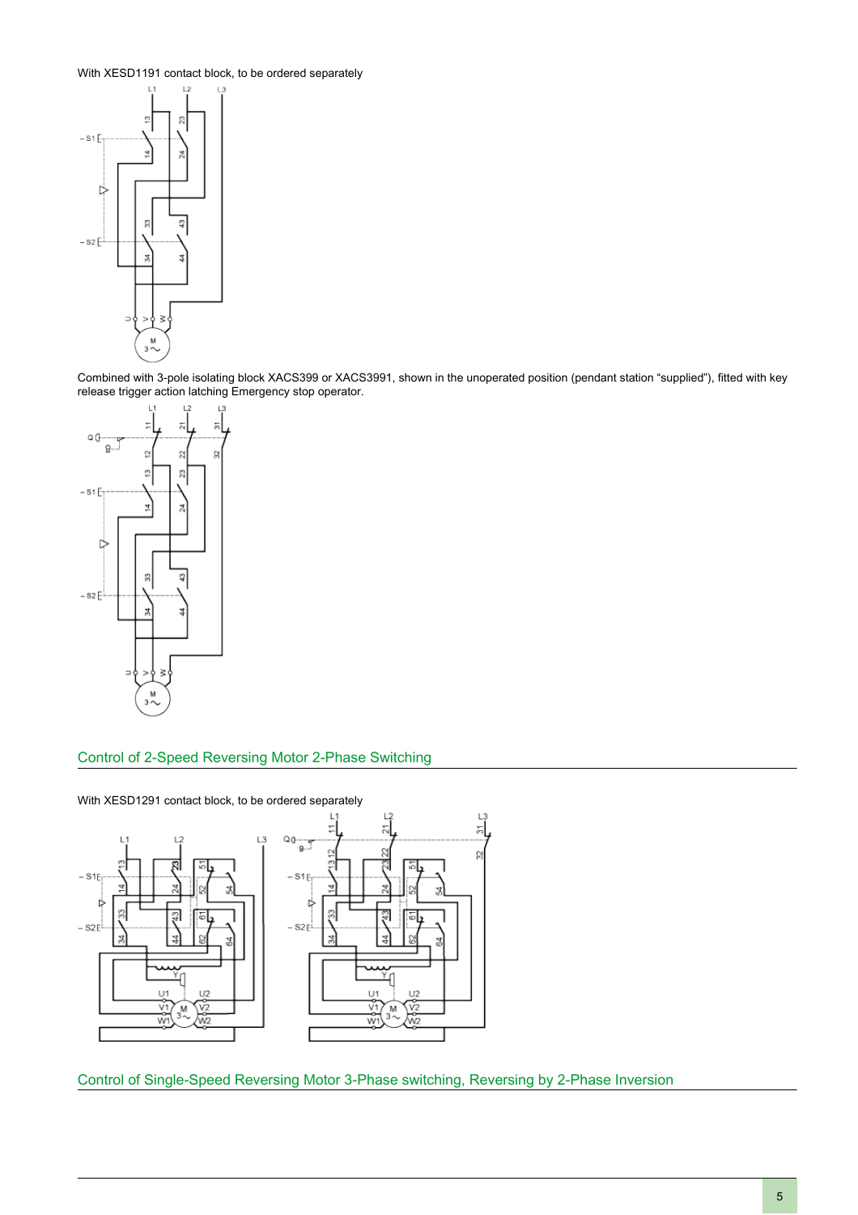With XESD1191 contact block, to be ordered separately

Combined with 3-pole isolating block XACS399 or XACS3991, shown in the unoperated position (pendant station “supplied”), fitted with key release trigger action latching Emergency stop operator.

## Control of 2-Speed Reversing Motor 2-Phase Switching

With XESD1291 contact block, to be ordered separately

## Control of Single-Speed Reversing Motor 3-Phase switching, Reversing by 2-Phase Inversion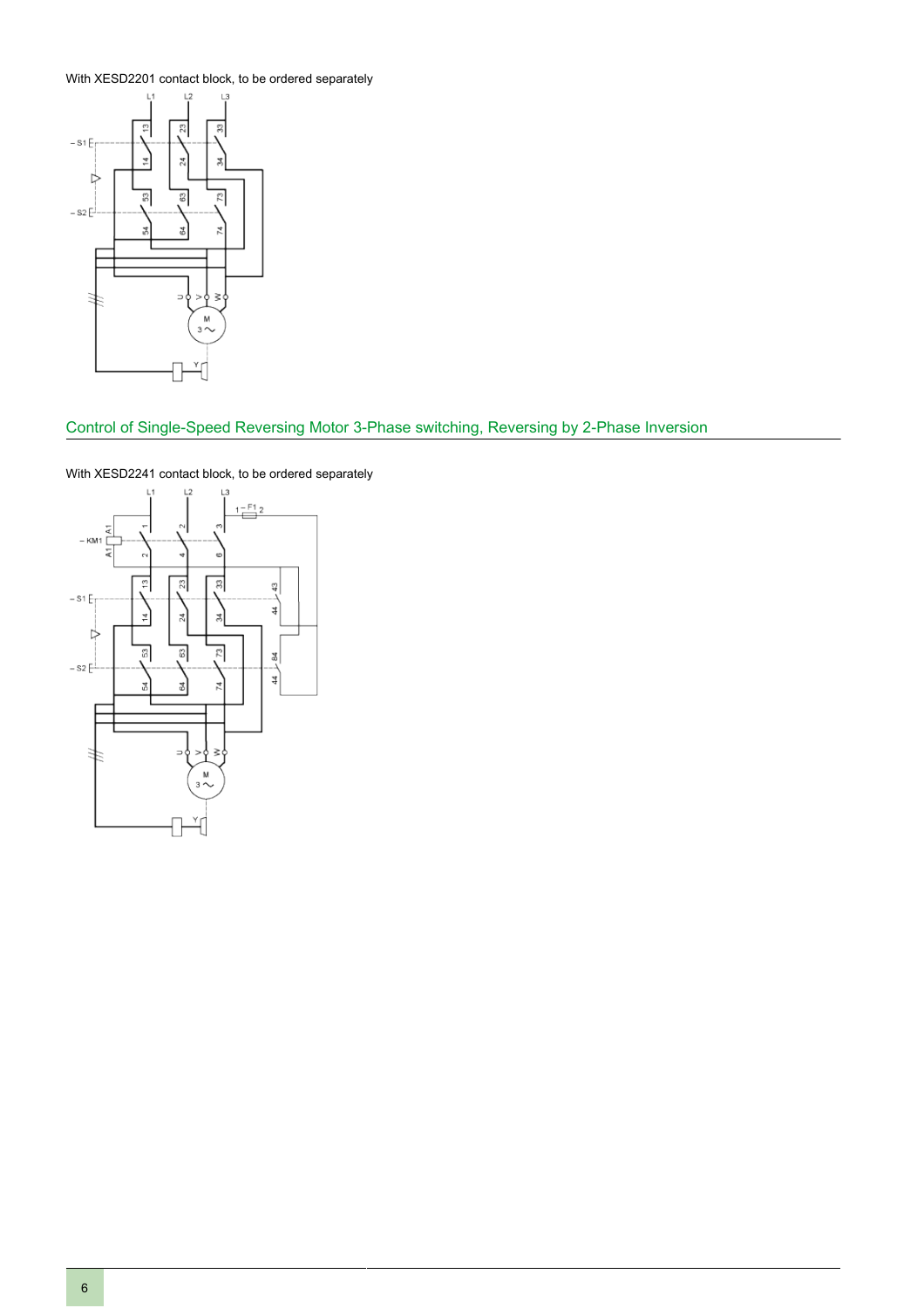With XESD2201 contact block, to be ordered separately

L1
L2
L3
– S1
– S2
13
14
23
24
33
34
53
54
63
64
73
74
U
V
W
M
3 ~
Y

## Control of Single-Speed Reversing Motor 3-Phase switching, Reversing by 2-Phase Inversion

With XESD2241 contact block, to be ordered separately

L1
L2
L3
1 – F1 2
– KM1
A1
A1
1
2
3
2
4
6
– S1
– S2
13
14
23
24
33
34
43
44
53
54
63
64
73
74
84
44
U
V
W
M
3 ~
Y